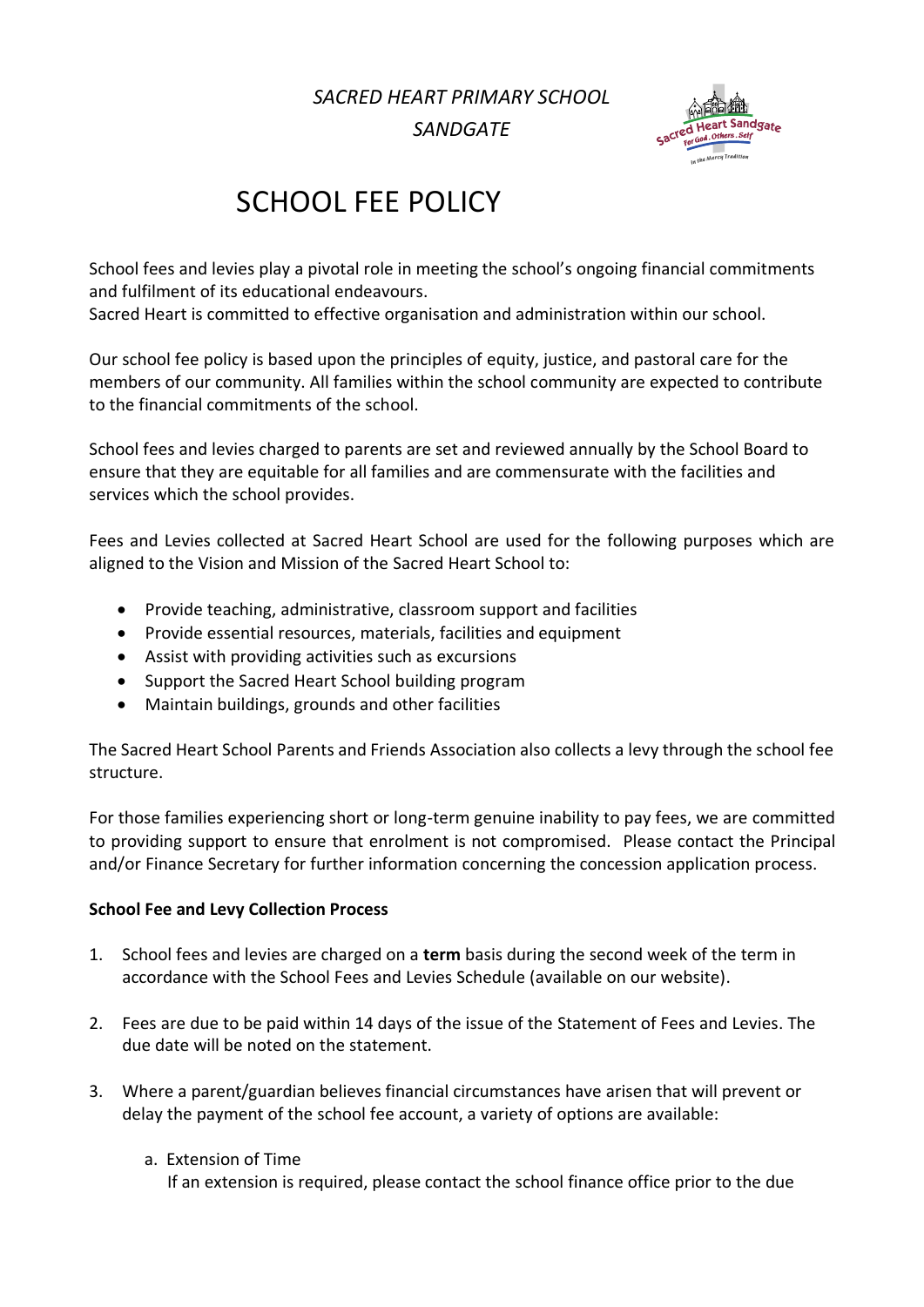*SACRED HEART PRIMARY SCHOOL*
*SANDGATE*

# SCHOOL FEE POLICY

School fees and levies play a pivotal role in meeting the school's ongoing financial commitments and fulfilment of its educational endeavours.
Sacred Heart is committed to effective organisation and administration within our school.

Our school fee policy is based upon the principles of equity, justice, and pastoral care for the members of our community. All families within the school community are expected to contribute to the financial commitments of the school.

School fees and levies charged to parents are set and reviewed annually by the School Board to ensure that they are equitable for all families and are commensurate with the facilities and services which the school provides.

Fees and Levies collected at Sacred Heart School are used for the following purposes which are aligned to the Vision and Mission of the Sacred Heart School to:

- Provide teaching, administrative, classroom support and facilities
- Provide essential resources, materials, facilities and equipment
- Assist with providing activities such as excursions
- Support the Sacred Heart School building program
- Maintain buildings, grounds and other facilities

The Sacred Heart School Parents and Friends Association also collects a levy through the school fee structure.

For those families experiencing short or long-term genuine inability to pay fees, we are committed to providing support to ensure that enrolment is not compromised. Please contact the Principal and/or Finance Secretary for further information concerning the concession application process.

**School Fee and Levy Collection Process**

1. School fees and levies are charged on a **term** basis during the second week of the term in accordance with the School Fees and Levies Schedule (available on our website).

2. Fees are due to be paid within 14 days of the issue of the Statement of Fees and Levies. The due date will be noted on the statement.

3. Where a parent/guardian believes financial circumstances have arisen that will prevent or delay the payment of the school fee account, a variety of options are available:

   a. Extension of Time
   If an extension is required, please contact the school finance office prior to the due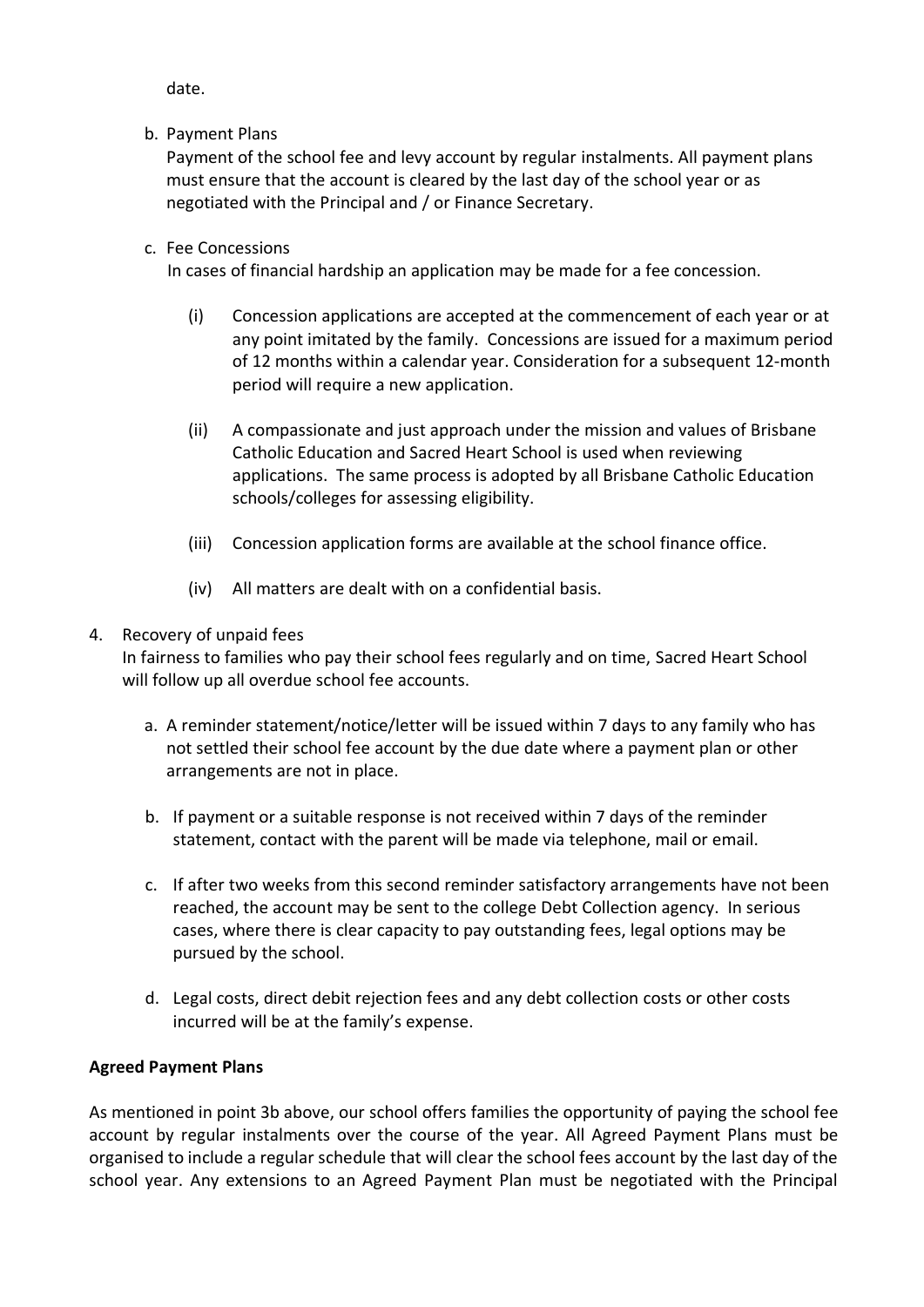date.

b. Payment Plans

   Payment of the school fee and levy account by regular instalments. All payment plans must ensure that the account is cleared by the last day of the school year or as negotiated with the Principal and / or Finance Secretary.

c. Fee Concessions

   In cases of financial hardship an application may be made for a fee concession.

   (i) Concession applications are accepted at the commencement of each year or at any point imitated by the family. Concessions are issued for a maximum period of 12 months within a calendar year. Consideration for a subsequent 12-month period will require a new application.

   (ii) A compassionate and just approach under the mission and values of Brisbane Catholic Education and Sacred Heart School is used when reviewing applications. The same process is adopted by all Brisbane Catholic Education schools/colleges for assessing eligibility.

   (iii) Concession application forms are available at the school finance office.

   (iv) All matters are dealt with on a confidential basis.

4. Recovery of unpaid fees

   In fairness to families who pay their school fees regularly and on time, Sacred Heart School will follow up all overdue school fee accounts.

   a. A reminder statement/notice/letter will be issued within 7 days to any family who has not settled their school fee account by the due date where a payment plan or other arrangements are not in place.

   b. If payment or a suitable response is not received within 7 days of the reminder statement, contact with the parent will be made via telephone, mail or email.

   c. If after two weeks from this second reminder satisfactory arrangements have not been reached, the account may be sent to the college Debt Collection agency. In serious cases, where there is clear capacity to pay outstanding fees, legal options may be pursued by the school.

   d. Legal costs, direct debit rejection fees and any debt collection costs or other costs incurred will be at the family's expense.

**Agreed Payment Plans**

As mentioned in point 3b above, our school offers families the opportunity of paying the school fee account by regular instalments over the course of the year. All Agreed Payment Plans must be organised to include a regular schedule that will clear the school fees account by the last day of the school year. Any extensions to an Agreed Payment Plan must be negotiated with the Principal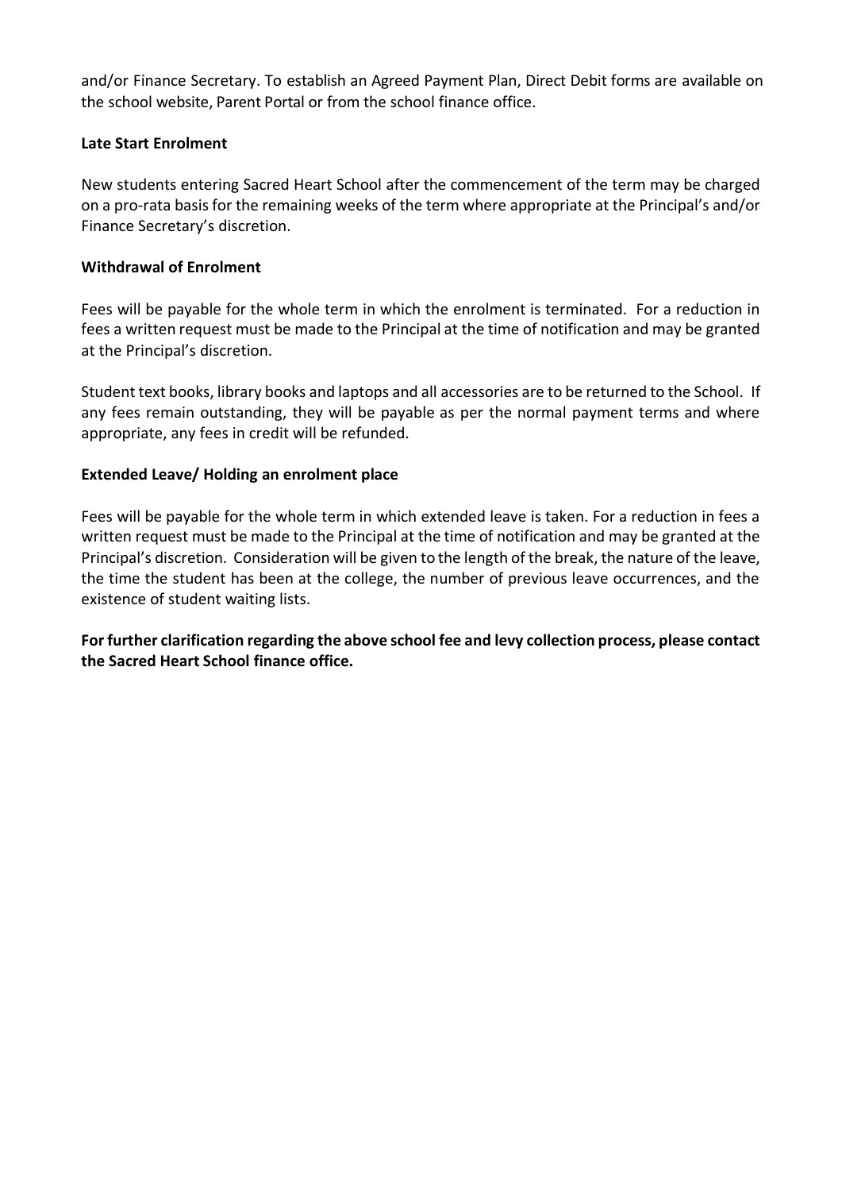and/or Finance Secretary. To establish an Agreed Payment Plan, Direct Debit forms are available on the school website, Parent Portal or from the school finance office.

**Late Start Enrolment**

New students entering Sacred Heart School after the commencement of the term may be charged on a pro-rata basis for the remaining weeks of the term where appropriate at the Principal's and/or Finance Secretary's discretion.

**Withdrawal of Enrolment**

Fees will be payable for the whole term in which the enrolment is terminated. For a reduction in fees a written request must be made to the Principal at the time of notification and may be granted at the Principal's discretion.

Student text books, library books and laptops and all accessories are to be returned to the School. If any fees remain outstanding, they will be payable as per the normal payment terms and where appropriate, any fees in credit will be refunded.

**Extended Leave/ Holding an enrolment place**

Fees will be payable for the whole term in which extended leave is taken. For a reduction in fees a written request must be made to the Principal at the time of notification and may be granted at the Principal's discretion. Consideration will be given to the length of the break, the nature of the leave, the time the student has been at the college, the number of previous leave occurrences, and the existence of student waiting lists.

**For further clarification regarding the above school fee and levy collection process, please contact the Sacred Heart School finance office.**